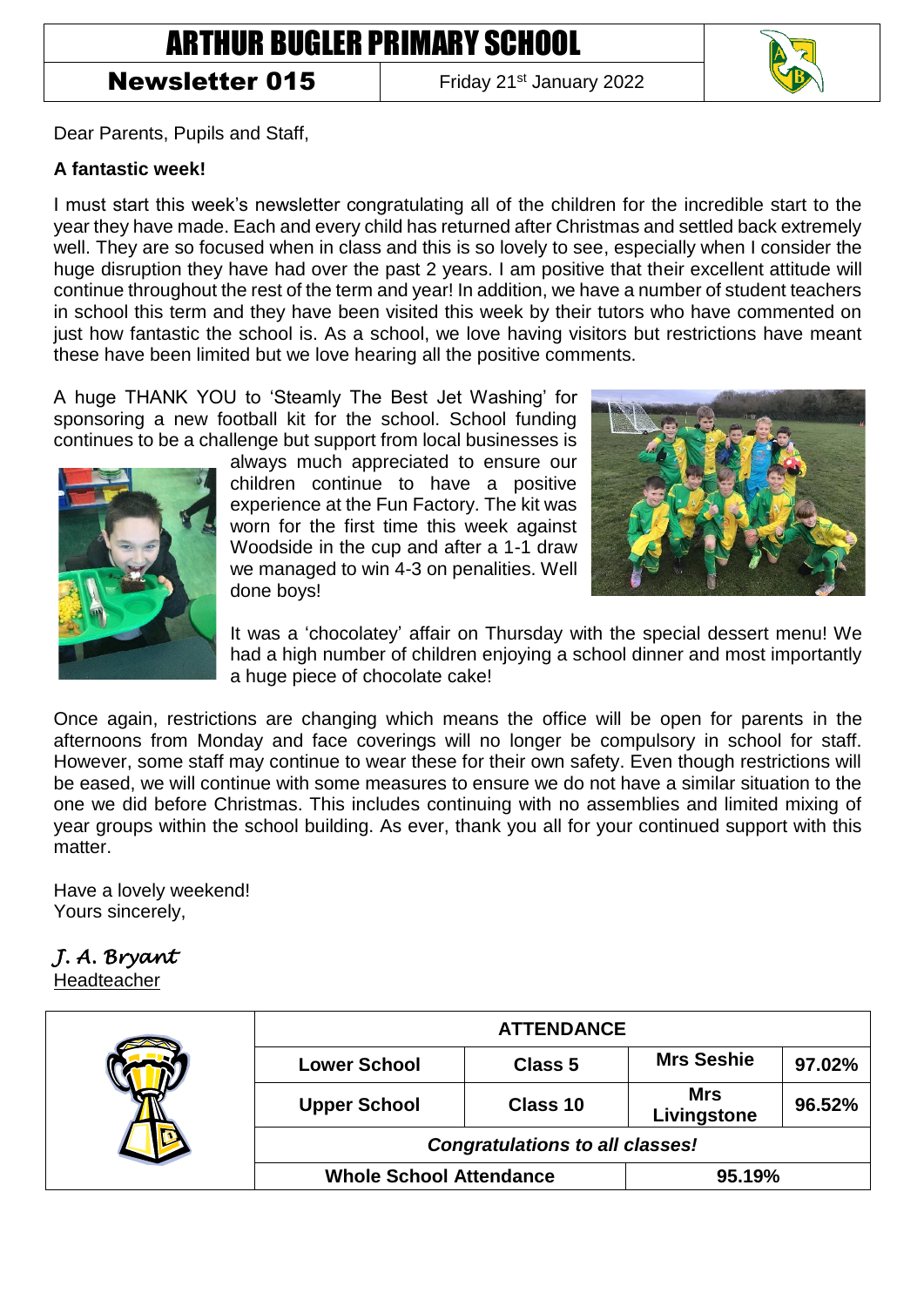# ARTHUR BUGLER PRIMARY SCHOOL

**Newsletter 015** | Friday 21st January 2022

Dear Parents, Pupils and Staff,

**A fantastic week!**

I must start this week's newsletter congratulating all of the children for the incredible start to the year they have made. Each and every child has returned after Christmas and settled back extremely well. They are so focused when in class and this is so lovely to see, especially when I consider the huge disruption they have had over the past 2 years. I am positive that their excellent attitude will continue throughout the rest of the term and year! In addition, we have a number of student teachers in school this term and they have been visited this week by their tutors who have commented on just how fantastic the school is. As a school, we love having visitors but restrictions have meant these have been limited but we love hearing all the positive comments.

A huge THANK YOU to 'Steamly The Best Jet Washing' for sponsoring a new football kit for the school. School funding continues to be a challenge but support from local businesses is always much appreciated to ensure our children continue to have a positive experience at the Fun Factory. The kit was worn for the first time this week against Woodside in the cup and after a 1-1 draw we managed to win 4-3 on penalities. Well done boys!

It was a 'chocolatey' affair on Thursday with the special dessert menu! We had a high number of children enjoying a school dinner and most importantly a huge piece of chocolate cake!

Once again, restrictions are changing which means the office will be open for parents in the afternoons from Monday and face coverings will no longer be compulsory in school for staff. However, some staff may continue to wear these for their own safety. Even though restrictions will be eased, we will continue with some measures to ensure we do not have a similar situation to the one we did before Christmas. This includes continuing with no assemblies and limited mixing of year groups within the school building. As ever, thank you all for your continued support with this matter.

Have a lovely weekend!
Yours sincerely,

*J. A. Bryant*
Headteacher

| ATTENDANCE | | | |
|---|---|---|---|
| **Lower School** | **Class 5** | **Mrs Seshie** | **97.02%** |
| **Upper School** | **Class 10** | **Mrs Livingstone** | **96.52%** |
| ***Congratulations to all classes!*** | | | |
| **Whole School Attendance** | | **95.19%** | |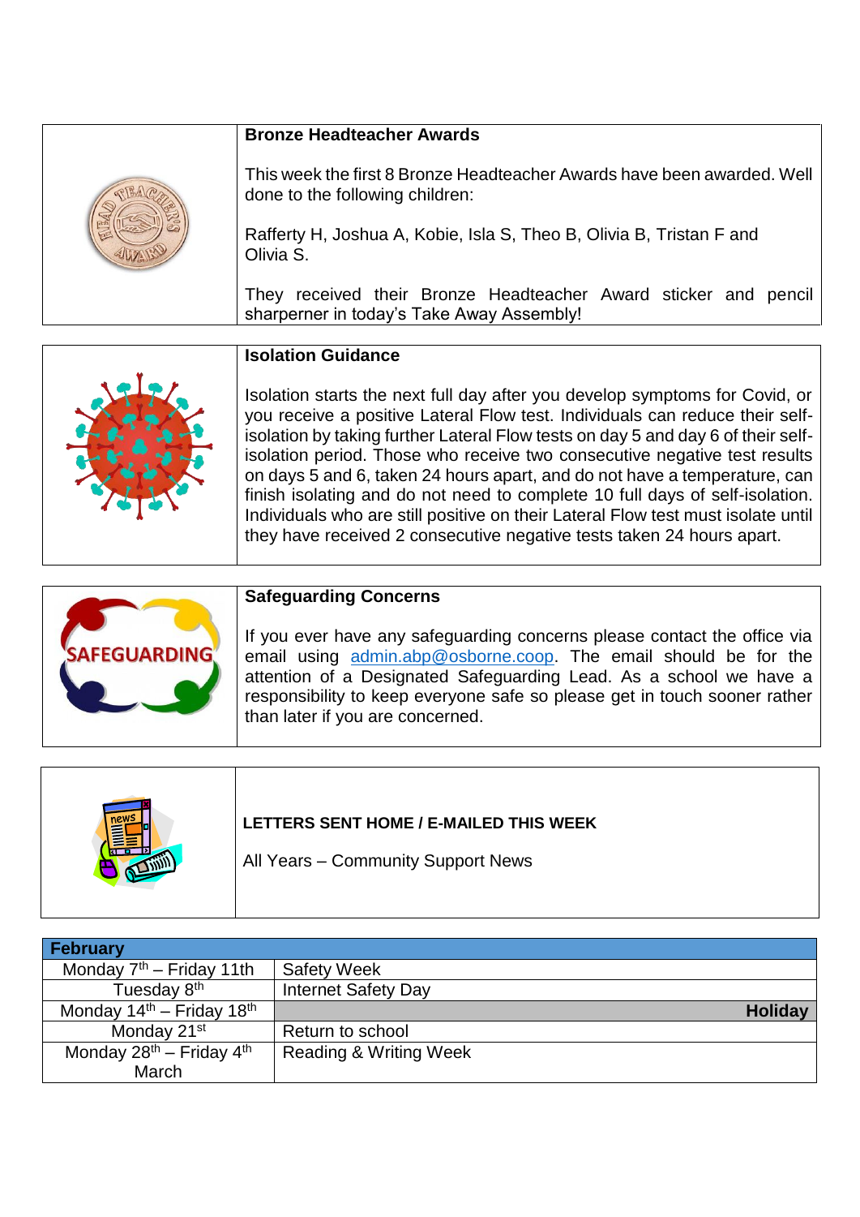## Bronze Headteacher Awards

This week the first 8 Bronze Headteacher Awards have been awarded. Well done to the following children:

Rafferty H, Joshua A, Kobie, Isla S, Theo B, Olivia B, Tristan F and Olivia S.

They received their Bronze Headteacher Award sticker and pencil sharperner in today's Take Away Assembly!

## Isolation Guidance

Isolation starts the next full day after you develop symptoms for Covid, or you receive a positive Lateral Flow test. Individuals can reduce their self-isolation by taking further Lateral Flow tests on day 5 and day 6 of their self-isolation period. Those who receive two consecutive negative test results on days 5 and 6, taken 24 hours apart, and do not have a temperature, can finish isolating and do not need to complete 10 full days of self-isolation. Individuals who are still positive on their Lateral Flow test must isolate until they have received 2 consecutive negative tests taken 24 hours apart.

## Safeguarding Concerns

If you ever have any safeguarding concerns please contact the office via email using admin.abp@osborne.coop. The email should be for the attention of a Designated Safeguarding Lead. As a school we have a responsibility to keep everyone safe so please get in touch sooner rather than later if you are concerned.

## LETTERS SENT HOME / E-MAILED THIS WEEK

All Years – Community Support News

| February | |
|---|---|
| Monday 7th – Friday 11th | Safety Week |
| Tuesday 8th | Internet Safety Day |
| Monday 14th – Friday 18th | **Holiday** |
| Monday 21st | Return to school |
| Monday 28th – Friday 4th March | Reading & Writing Week |